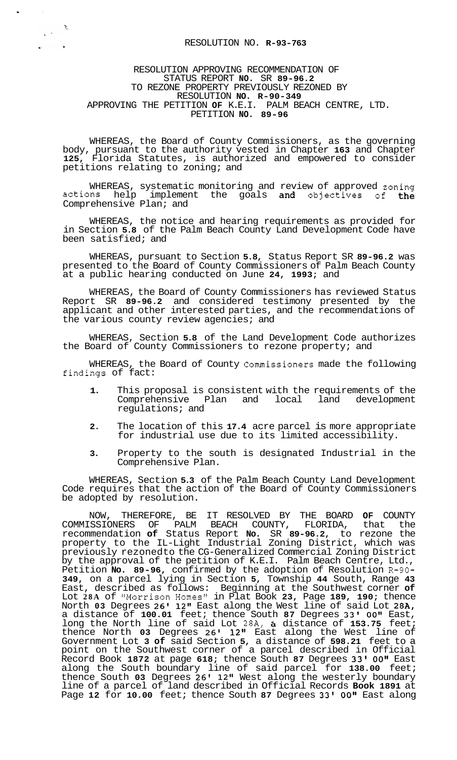# RESOLUTION NO. R-93-763

## RESOLUTION APPROVING RECOMMENDATION OF STATUS REPORT NO. SR 89-96.2 TO REZONE PROPERTY PREVIOUSLY REZONED BY RESOLUTION NO. R-90-349 APPROVING THE PETITION OF K.E.I. PALM BEACH CENTRE, LTD. PETITION NO. 89-96

WHEREAS, the Board of County Commissioners, as the governing body, pursuant to the authority vested in Chapter 163 and Chapter 125, Florida Statutes, is authorized and empowered to consider petitions relating to zoning; and

WHEREAS, systematic monitoring and review of approved zoning actions help implement the goals and objectives of the Comprehensive Plan; and

WHEREAS, the notice and hearing requirements as provided for in Section 5.8 of the Palm Beach County Land Development Code have been satisfied; and

WHEREAS, pursuant to Section 5.8, Status Report SR 89-96.2 was presented to the Board of County Commissioners of Palm Beach County at a public hearing conducted on June 24, 1993; and

WHEREAS, the Board of County Commissioners has reviewed Status Report SR 89-96.2 and considered testimony presented by the applicant and other interested parties, and the recommendations of the various county review agencies; and

WHEREAS, Section 5.8 of the Land Development Code authorizes the Board of County Commissioners to rezone property; and

WHEREAS, the Board of County Commissioners made the following findings of fact:

1. This proposal is consistent with the requirements of the Comprehensive Plan and local land development regulations; and
2. The location of this 17.4 acre parcel is more appropriate for industrial use due to its limited accessibility.
3. Property to the south is designated Industrial in the Comprehensive Plan.

WHEREAS, Section 5.3 of the Palm Beach County Land Development Code requires that the action of the Board of County Commissioners be adopted by resolution.

NOW, THEREFORE, BE IT RESOLVED BY THE BOARD OF COUNTY COMMISSIONERS OF PALM BEACH COUNTY, FLORIDA, that the recommendation of Status Report No. SR 89-96.2, to rezone the property to the IL-Light Industrial Zoning District, which was previously rezoned to the CG-Generalized Commercial Zoning District by the approval of the petition of K.E.I. Palm Beach Centre, Ltd., Petition No. 89-96, confirmed by the adoption of Resolution R-90-349, on a parcel lying in Section 5, Township 44 South, Range 43 East, described as follows: Beginning at the Southwest corner of Lot 28A of "Morrison Homes" in Plat Book 23, Page 189, 190; thence North 03 Degrees 26' 12" East along the West line of said Lot 28A, a distance of 100.01 feet; thence South 87 Degrees 33' 00" East, long the North line of said Lot 28A, a distance of 153.75 feet; thence North 03 Degrees 26' 12" East along the West line of Government Lot 3 of said Section 5, a distance of 598.21 feet to a point on the Southwest corner of a parcel described in Official Record Book 1872 at page 618; thence South 87 Degrees 33' 00" East along the South boundary line of said parcel for 138.00 feet; thence South 03 Degrees 26' 12" West along the westerly boundary line of a parcel of land described in Official Records Book 1891 at Page 12 for 10.00 feet; thence South 87 Degrees 33' 00" East along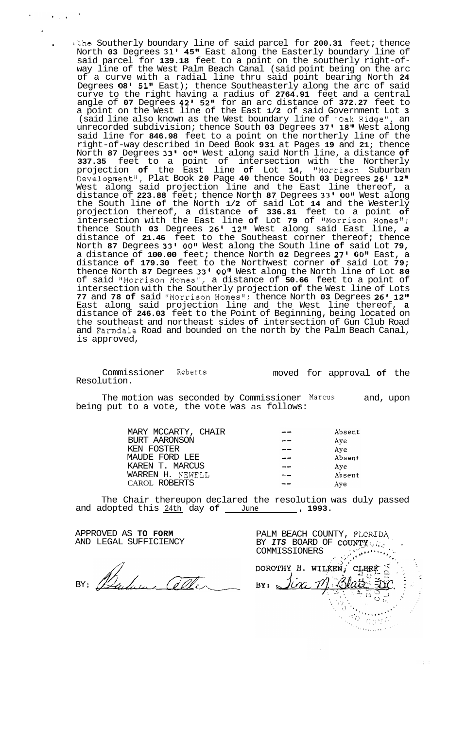the Southerly boundary line of said parcel for **200.31** feet; thence North **03** Degrees **31' 45"** East along the Easterly boundary line of said parcel for **139.18** feet to a point on the southerly right-of-way line of the West Palm Beach Canal (said point being on the arc of a curve with a radial line thru said point bearing North **24** Degrees **08' 51"** East); thence Southeasterly along the arc of said curve to the right having a radius of **2764.91** feet and a central angle of **07** Degrees **42' 52"** for an arc distance of **372.27** feet to a point on the West line of the East **1/2** of said Government Lot **3** (said line also known as the West boundary line of "Oak Ridge", an unrecorded subdivision; thence South **03** Degrees **37' 18"** West along said line for **846.98** feet to a point on the northerly line of the right-of-way described in Deed Book **931** at Pages **19** and **21**; thence North **87** Degrees **33' 00"** West along said North line, a distance **of** **337.35** feet to a point of intersection with the Northerly projection **of** the East line **of** Lot **14**, "Morrison Suburban Development", Plat Book **20** Page **40** thence South **03** Degrees **26' 12"** West along said projection line and the East line thereof, a distance of **223.88** feet; thence North **87** Degrees **33' 00"** West along the South line **of** the North **1/2** of said Lot **14** and the Westerly projection thereof, a distance **of** **336.81** feet to a point **of** intersection with the East line **of** Lot **79** of "Morrison Homes"; thence South **03** Degrees **26' 12"** West along said East line, *a* distance of **21.46** feet to the Southeast corner thereof; thence North **87** Degrees **33' 00"** West along the South line **of** said Lot **79**, a distance of **100.00** feet; thence North **02** Degrees **27' 00"** East, a distance **of** **179.30** feet to the Northwest corner **of** said Lot **79**; thence North **87** Degrees **33' 00"** West along the North line of Lot **80** of said "Morrison Homes", a distance of **50.66** feet to a point of intersection with the Southerly projection **of** the West line of Lots **77** and **78** **of** said "Morrison Homes"; thence North **03** Degrees **26' 12"** East along said projection line and the West line thereof, **a** distance of **246.03** feet to the Point of Beginning, being located on the southeast and northeast sides **of** intersection of Gun Club Road and Farmdale Road and bounded on the north by the Palm Beach Canal, is approved,

Commissioner Roberts moved for approval **of** the Resolution.

The motion was seconded by Commissioner Marcus and, upon being put to a vote, the vote was as follows:

| | | |
|---|---|---|
| MARY MCCARTY, CHAIR | -- | Absent |
| BURT AARONSON | -- | Aye |
| KEN FOSTER | -- | Aye |
| MAUDE FORD LEE | -- | Absent |
| KAREN T. MARCUS | -- | Aye |
| WARREN H. NEWELL | -- | Absent |
| CAROL ROBERTS | -- | Aye |

The Chair thereupon declared the resolution was duly passed and adopted this 24th day **of** June **, 1993.**

APPROVED AS **TO FORM**
AND LEGAL SUFFICIENCY

BY: [signature]

PALM BEACH COUNTY, FLORIDA
BY *ITS* BOARD OF COUNTY
COMMISSIONERS

DOROTHY H. WILKEN, CLERK

BY: [signature] DC